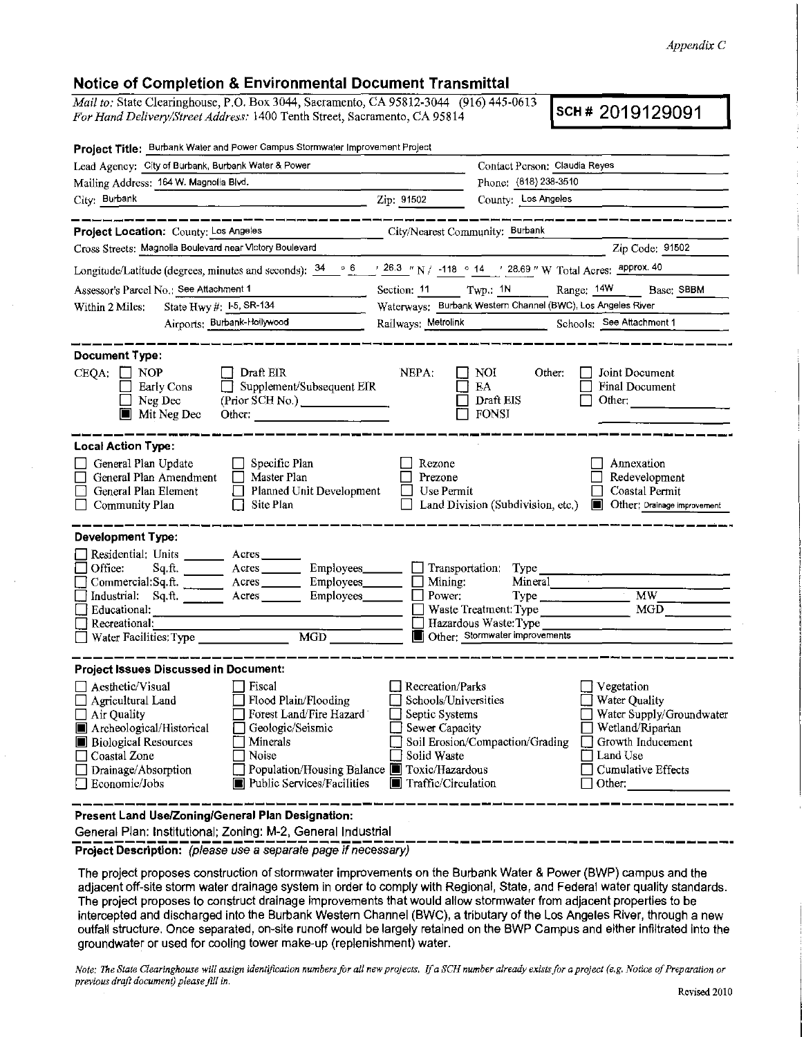*Appendix C*

## Notice of Completion & Environmental Document Transmittal

*Mail to:* State Clearinghouse, P.O. Box 3044, Sacramento, CA 95812-3044 (916) 445-0613
*For Hand Delivery/Street Address:* 1400 Tenth Street, Sacramento, CA 95814

**SCH # 2019129091**

**Project Title:** Burbank Water and Power Campus Stormwater Improvement Project

Lead Agency: City of Burbank, Burbank Water & Power — Contact Person: Claudia Reyes

Mailing Address: 164 W. Magnolia Blvd. — Phone: (818) 238-3510

City: Burbank — Zip: 91502 — County: Los Angeles

---

**Project Location:** County: Los Angeles — City/Nearest Community: Burbank

Cross Streets: Magnolia Boulevard near Victory Boulevard — Zip Code: 91502

Longitude/Latitude (degrees, minutes and seconds): 34 ° 6 ′ 26.3 ″ N / -118 ° 14 ′ 28.69 ″ W Total Acres: approx. 40

Assessor's Parcel No.: See Attachment 1 — Section: 11 — Twp.: 1N — Range: 14W — Base: SBBM

Within 2 Miles: State Hwy #: I-5, SR-134 — Waterways: Burbank Western Channel (BWC), Los Angeles River

Airports: Burbank-Hollywood — Railways: Metrolink — Schools: See Attachment 1

---

**Document Type:**

CEQA: ☐ NOP ☐ Early Cons ☐ Neg Dec ■ Mit Neg Dec ☐ Draft EIR ☐ Supplement/Subsequent EIR (Prior SCH No.) ______ Other: ______

NEPA: ☐ NOI ☐ EA ☐ Draft EIS ☐ FONSI

Other: ☐ Joint Document ☐ Final Document ☐ Other: ______

---

**Local Action Type:**

☐ General Plan Update ☐ General Plan Amendment ☐ General Plan Element ☐ Community Plan ☐ Specific Plan ☐ Master Plan ☐ Planned Unit Development ☐ Site Plan ☐ Rezone ☐ Prezone ☐ Use Permit ☐ Land Division (Subdivision, etc.) ☐ Annexation ☐ Redevelopment ☐ Coastal Permit ■ Other: Drainage Improvement

---

**Development Type:**

☐ Residential: Units ______ Acres ______
☐ Office: Sq.ft. ______ Acres ______ Employees ______
☐ Commercial: Sq.ft. ______ Acres ______ Employees ______
☐ Industrial: Sq.ft. ______ Acres ______ Employees ______
☐ Educational: ______
☐ Recreational: ______
☐ Water Facilities: Type ______ MGD ______
☐ Transportation: Type ______
☐ Mining: Mineral ______
☐ Power: Type ______ MW ______
☐ Waste Treatment: Type ______ MGD ______
☐ Hazardous Waste: Type ______
■ Other: Stormwater improvements

---

**Project Issues Discussed in Document:**

☐ Aesthetic/Visual ☐ Agricultural Land ☐ Air Quality ■ Archeological/Historical ■ Biological Resources ☐ Coastal Zone ☐ Drainage/Absorption ☐ Economic/Jobs ☐ Fiscal ☐ Flood Plain/Flooding ☐ Forest Land/Fire Hazard ☐ Geologic/Seismic ☐ Minerals ☐ Noise ☐ Population/Housing Balance ■ Public Services/Facilities ☐ Recreation/Parks ☐ Schools/Universities ☐ Septic Systems ☐ Sewer Capacity ☐ Soil Erosion/Compaction/Grading ☐ Solid Waste ■ Toxic/Hazardous ■ Traffic/Circulation ☐ Vegetation ☐ Water Quality ☐ Water Supply/Groundwater ☐ Wetland/Riparian ☐ Growth Inducement ☐ Land Use ☐ Cumulative Effects ☐ Other: ______

---

**Present Land Use/Zoning/General Plan Designation:**

General Plan: Institutional; Zoning: M-2, General Industrial

**Project Description:** *(please use a separate page if necessary)*

The project proposes construction of stormwater improvements on the Burbank Water & Power (BWP) campus and the adjacent off-site storm water drainage system in order to comply with Regional, State, and Federal water quality standards. The project proposes to construct drainage improvements that would allow stormwater from adjacent properties to be intercepted and discharged into the Burbank Western Channel (BWC), a tributary of the Los Angeles River, through a new outfall structure. Once separated, on-site runoff would be largely retained on the BWP Campus and either infiltrated into the groundwater or used for cooling tower make-up (replenishment) water.

*Note: The State Clearinghouse will assign identification numbers for all new projects. If a SCH number already exists for a project (e.g. Notice of Preparation or previous draft document) please fill in.*

Revised 2010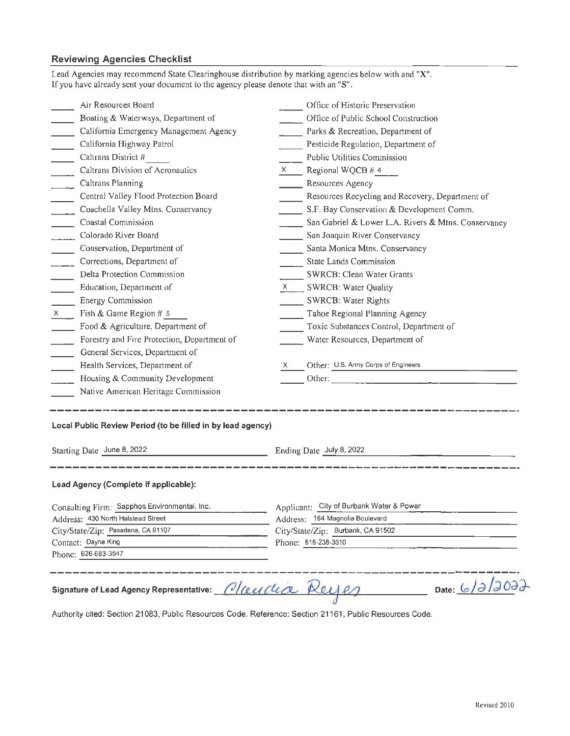## Reviewing Agencies Checklist

Lead Agencies may recommend State Clearinghouse distribution by marking agencies below with and "X".
If you have already sent your document to the agency please denote that with an "S".

| | Agency | | Agency |
|---|---|---|---|
| ____ | Air Resources Board | ____ | Office of Historic Preservation |
| ____ | Boating & Waterways, Department of | ____ | Office of Public School Construction |
| ____ | California Emergency Management Agency | ____ | Parks & Recreation, Department of |
| ____ | California Highway Patrol | ____ | Pesticide Regulation, Department of |
| ____ | Caltrans District # ____ | ____ | Public Utilities Commission |
| ____ | Caltrans Division of Aeronautics | X | Regional WQCB # 4 |
| ____ | Caltrans Planning | ____ | Resources Agency |
| ____ | Central Valley Flood Protection Board | ____ | Resources Recycling and Recovery, Department of |
| ____ | Coachella Valley Mtns. Conservancy | ____ | S.F. Bay Conservation & Development Comm. |
| ____ | Coastal Commission | ____ | San Gabriel & Lower L.A. Rivers & Mtns. Conservancy |
| ____ | Colorado River Board | ____ | San Joaquin River Conservancy |
| ____ | Conservation, Department of | ____ | Santa Monica Mtns. Conservancy |
| ____ | Corrections, Department of | ____ | State Lands Commission |
| ____ | Delta Protection Commission | ____ | SWRCB: Clean Water Grants |
| ____ | Education, Department of | X | SWRCB: Water Quality |
| ____ | Energy Commission | ____ | SWRCB: Water Rights |
| X | Fish & Game Region # 5 | ____ | Tahoe Regional Planning Agency |
| ____ | Food & Agriculture, Department of | ____ | Toxic Substances Control, Department of |
| ____ | Forestry and Fire Protection, Department of | ____ | Water Resources, Department of |
| ____ | General Services, Department of | | |
| ____ | Health Services, Department of | X | Other: U.S. Army Corps of Engineers |
| ____ | Housing & Community Development | ____ | Other: ____ |
| ____ | Native American Heritage Commission | | |

---

**Local Public Review Period (to be filled in by lead agency)**

Starting Date June 8, 2022 &nbsp;&nbsp;&nbsp;&nbsp; Ending Date July 8, 2022

---

**Lead Agency (Complete if applicable):**

Consulting Firm: Sapphos Environmental, Inc.
Address: 430 North Halstead Street
City/State/Zip: Pasadena, CA 91107
Contact: Dayna King
Phone: 626-683-3547

Applicant: City of Burbank Water & Power
Address: 164 Magnolia Boulevard
City/State/Zip: Burbank, CA 91502
Phone: 818-238-3510

---

**Signature of Lead Agency Representative:** Claudia Reyes &nbsp;&nbsp;&nbsp;&nbsp; **Date:** 6/2/2022

Authority cited: Section 21083, Public Resources Code. Reference: Section 21161, Public Resources Code.

Revised 2010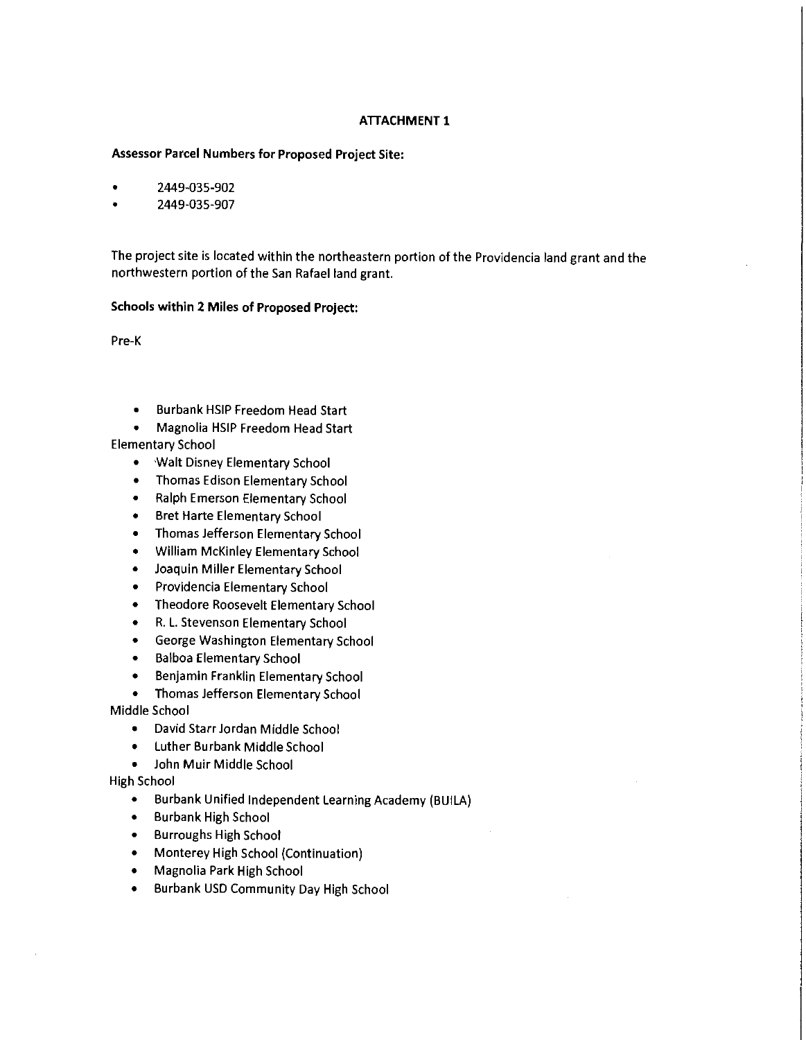# ATTACHMENT 1

**Assessor Parcel Numbers for Proposed Project Site:**

- 2449-035-902
- 2449-035-907

The project site is located within the northeastern portion of the Providencia land grant and the northwestern portion of the San Rafael land grant.

**Schools within 2 Miles of Proposed Project:**

Pre-K

- Burbank HSIP Freedom Head Start
- Magnolia HSIP Freedom Head Start

Elementary School

- Walt Disney Elementary School
- Thomas Edison Elementary School
- Ralph Emerson Elementary School
- Bret Harte Elementary School
- Thomas Jefferson Elementary School
- William McKinley Elementary School
- Joaquin Miller Elementary School
- Providencia Elementary School
- Theodore Roosevelt Elementary School
- R. L. Stevenson Elementary School
- George Washington Elementary School
- Balboa Elementary School
- Benjamin Franklin Elementary School
- Thomas Jefferson Elementary School

Middle School

- David Starr Jordan Middle School
- Luther Burbank Middle School
- John Muir Middle School

High School

- Burbank Unified Independent Learning Academy (BUILA)
- Burbank High School
- Burroughs High School
- Monterey High School (Continuation)
- Magnolia Park High School
- Burbank USD Community Day High School